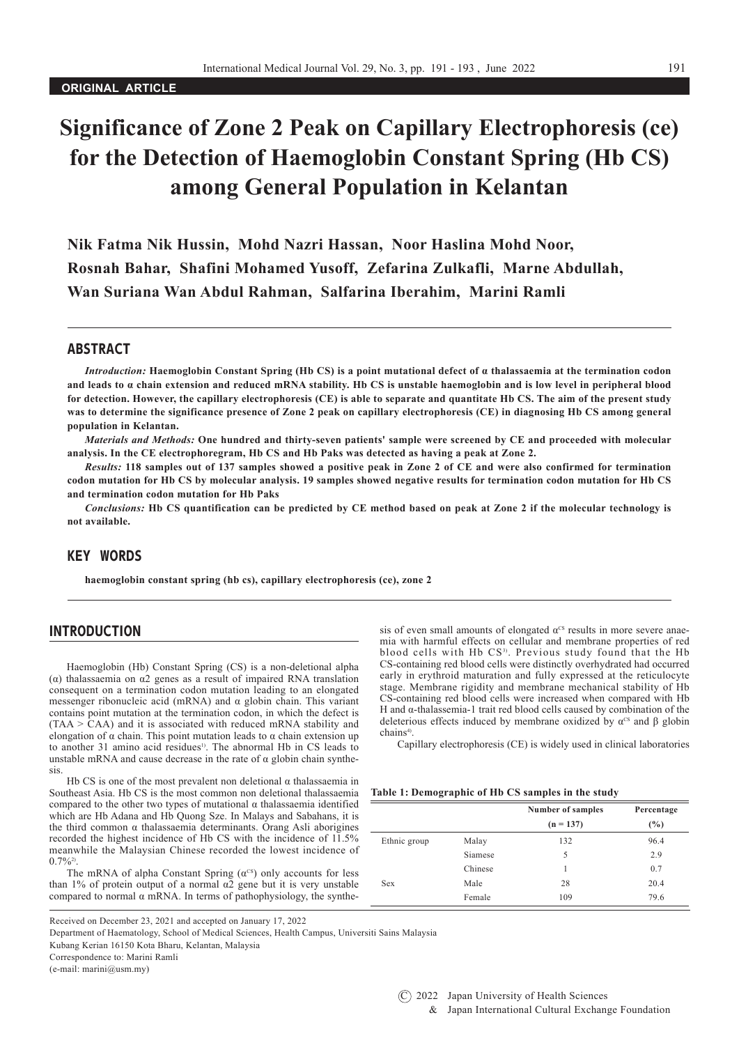ORIGINAL ARTICLE

# Significance of Zone 2 Peak on Capillary Electrophoresis (ce) for the Detection of Haemoglobin Constant Spring (Hb CS) among General Population in Kelantan

**Nik Fatma Nik Hussin, Mohd Nazri Hassan, Noor Haslina Mohd Noor, Rosnah Bahar, Shafini Mohamed Yusoff, Zefarina Zulkafli, Marne Abdullah, Wan Suriana Wan Abdul Rahman, Salfarina Iberahim, Marini Ramli**

## ABSTRACT

*Introduction:* **Haemoglobin Constant Spring (Hb CS) is a point mutational defect of α thalassaemia at the termination codon and leads to α chain extension and reduced mRNA stability. Hb CS is unstable haemoglobin and is low level in peripheral blood for detection. However, the capillary electrophoresis (CE) is able to separate and quantitate Hb CS. The aim of the present study was to determine the significance presence of Zone 2 peak on capillary electrophoresis (CE) in diagnosing Hb CS among general population in Kelantan.**

*Materials and Methods:* **One hundred and thirty-seven patients' sample were screened by CE and proceeded with molecular analysis. In the CE electrophoregram, Hb CS and Hb Paks was detected as having a peak at Zone 2.**

*Results:* **118 samples out of 137 samples showed a positive peak in Zone 2 of CE and were also confirmed for termination codon mutation for Hb CS by molecular analysis. 19 samples showed negative results for termination codon mutation for Hb CS and termination codon mutation for Hb Paks**

*Conclusions:* **Hb CS quantification can be predicted by CE method based on peak at Zone 2 if the molecular technology is not available.**

## KEY WORDS

**haemoglobin constant spring (hb cs), capillary electrophoresis (ce), zone 2**

## INTRODUCTION

Haemoglobin (Hb) Constant Spring (CS) is a non-deletional alpha (α) thalassaemia on α2 genes as a result of impaired RNA translation consequent on a termination codon mutation leading to an elongated messenger ribonucleic acid (mRNA) and α globin chain. This variant contains point mutation at the termination codon, in which the defect is (TAA > CAA) and it is associated with reduced mRNA stability and elongation of α chain. This point mutation leads to α chain extension up to another 31 amino acid residues[1]. The abnormal Hb in CS leads to unstable mRNA and cause decrease in the rate of α globin chain synthesis.

Hb CS is one of the most prevalent non deletional α thalassaemia in Southeast Asia. Hb CS is the most common non deletional thalassaemia compared to the other two types of mutational α thalassaemia identified which are Hb Adana and Hb Quong Sze. In Malays and Sabahans, it is the third common α thalassaemia determinants. Orang Asli aborigines recorded the highest incidence of Hb CS with the incidence of 11.5% meanwhile the Malaysian Chinese recorded the lowest incidence of 0.7%[2].

The mRNA of alpha Constant Spring ($\alpha^{CS}$) only accounts for less than 1% of protein output of a normal α2 gene but it is very unstable compared to normal α mRNA. In terms of pathophysiology, the synthesis of even small amounts of elongated $\alpha^{CS}$ results in more severe anaemia with harmful effects on cellular and membrane properties of red blood cells with Hb CS[3]. Previous study found that the Hb CS-containing red blood cells were distinctly overhydrated had occurred early in erythroid maturation and fully expressed at the reticulocyte stage. Membrane rigidity and membrane mechanical stability of Hb CS-containing red blood cells were increased when compared with Hb H and α-thalassemia-1 trait red blood cells caused by combination of the deleterious effects induced by membrane oxidized by $\alpha^{CS}$ and β globin chains[4].

Capillary electrophoresis (CE) is widely used in clinical laboratories

**Table 1: Demographic of Hb CS samples in the study**

| | | Number of samples (n = 137) | Percentage (%) |
|---|---|---|---|
| Ethnic group | Malay | 132 | 96.4 |
| | Siamese | 5 | 2.9 |
| | Chinese | 1 | 0.7 |
| Sex | Male | 28 | 20.4 |
| | Female | 109 | 79.6 |

Received on December 23, 2021 and accepted on January 17, 2022

Department of Haematology, School of Medical Sciences, Health Campus, Universiti Sains Malaysia

Kubang Kerian 16150 Kota Bharu, Kelantan, Malaysia

Correspondence to: Marini Ramli

(e-mail: marini@usm.my)

© 2022 Japan University of Health Sciences & Japan International Cultural Exchange Foundation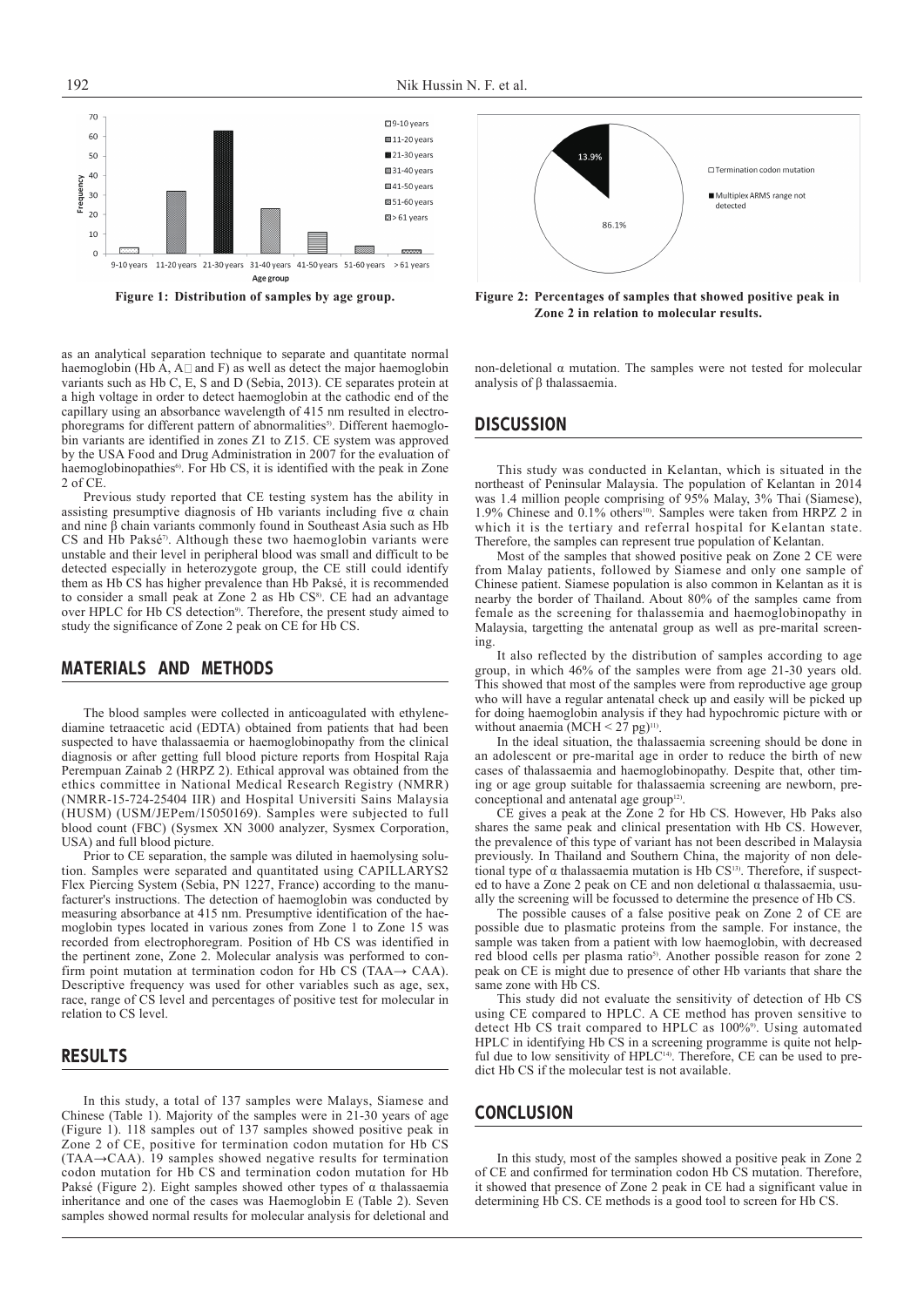Figure 1: Distribution of samples by age group.

Figure 2: Percentages of samples that showed positive peak in Zone 2 in relation to molecular results.

as an analytical separation technique to separate and quantitate normal haemoglobin (Hb A, A□ and F) as well as detect the major haemoglobin variants such as Hb C, E, S and D (Sebia, 2013). CE separates protein at a high voltage in order to detect haemoglobin at the cathodic end of the capillary using an absorbance wavelength of 415 nm resulted in electrophoregrams for different pattern of abnormalities[5]. Different haemoglobin variants are identified in zones Z1 to Z15. CE system was approved by the USA Food and Drug Administration in 2007 for the evaluation of haemoglobinopathies[6]. For Hb CS, it is identified with the peak in Zone 2 of CE.

Previous study reported that CE testing system has the ability in assisting presumptive diagnosis of Hb variants including five α chain and nine β chain variants commonly found in Southeast Asia such as Hb CS and Hb Paksé[7]. Although these two haemoglobin variants were unstable and their level in peripheral blood was small and difficult to be detected especially in heterozygote group, the CE still could identify them as Hb CS has higher prevalence than Hb Paksé, it is recommended to consider a small peak at Zone 2 as Hb CS[8]. CE had an advantage over HPLC for Hb CS detection[9]. Therefore, the present study aimed to study the significance of Zone 2 peak on CE for Hb CS.

## MATERIALS AND METHODS

The blood samples were collected in anticoagulated with ethylenediamine tetraacetic acid (EDTA) obtained from patients that had been suspected to have thalassaemia or haemoglobinopathy from the clinical diagnosis or after getting full blood picture reports from Hospital Raja Perempuan Zainab 2 (HRPZ 2). Ethical approval was obtained from the ethics committee in National Medical Research Registry (NMRR) (NMRR-15-724-25404 IIR) and Hospital Universiti Sains Malaysia (HUSM) (USM/JEPem/15050169). Samples were subjected to full blood count (FBC) (Sysmex XN 3000 analyzer, Sysmex Corporation, USA) and full blood picture.

Prior to CE separation, the sample was diluted in haemolysing solution. Samples were separated and quantitated using CAPILLARYS2 Flex Piercing System (Sebia, PN 1227, France) according to the manufacturer's instructions. The detection of haemoglobin was conducted by measuring absorbance at 415 nm. Presumptive identification of the haemoglobin types located in various zones from Zone 1 to Zone 15 was recorded from electrophoregram. Position of Hb CS was identified in the pertinent zone, Zone 2. Molecular analysis was performed to confirm point mutation at termination codon for Hb CS (TAA→ CAA). Descriptive frequency was used for other variables such as age, sex, race, range of CS level and percentages of positive test for molecular in relation to CS level.

## RESULTS

In this study, a total of 137 samples were Malays, Siamese and Chinese (Table 1). Majority of the samples were in 21-30 years of age (Figure 1). 118 samples out of 137 samples showed positive peak in Zone 2 of CE, positive for termination codon mutation for Hb CS (TAA→CAA). 19 samples showed negative results for termination codon mutation for Hb CS and termination codon mutation for Hb Paksé (Figure 2). Eight samples showed other types of α thalassaemia inheritance and one of the cases was Haemoglobin E (Table 2). Seven samples showed normal results for molecular analysis for deletional and non-deletional α mutation. The samples were not tested for molecular analysis of β thalassaemia.

## DISCUSSION

This study was conducted in Kelantan, which is situated in the northeast of Peninsular Malaysia. The population of Kelantan in 2014 was 1.4 million people comprising of 95% Malay, 3% Thai (Siamese), 1.9% Chinese and 0.1% others[10]. Samples were taken from HRPZ 2 in which it is the tertiary and referral hospital for Kelantan state. Therefore, the samples can represent true population of Kelantan.

Most of the samples that showed positive peak on Zone 2 CE were from Malay patients, followed by Siamese and only one sample of Chinese patient. Siamese population is also common in Kelantan as it is nearby the border of Thailand. About 80% of the samples came from female as the screening for thalassaemia and haemoglobinopathy in Malaysia, targetting the antenatal group as well as pre-marital screening.

It also reflected by the distribution of samples according to age group, in which 46% of the samples were from age 21-30 years old. This showed that most of the samples were from reproductive age group who will have a regular antenatal check up and easily will be picked up for doing haemoglobin analysis if they had hypochromic picture with or without anaemia (MCH < 27 pg)[11].

In the ideal situation, the thalassaemia screening should be done in an adolescent or pre-marital age in order to reduce the birth of new cases of thalassaemia and haemoglobinopathy. Despite that, other timing or age group suitable for thalassaemia screening are newborn, preconceptional and antenatal age group[12].

CE gives a peak at the Zone 2 for Hb CS. However, Hb Paks also shares the same peak and clinical presentation with Hb CS. However, the prevalence of this type of variant has not been described in Malaysia previously. In Thailand and Southern China, the majority of non deletional type of α thalassaemia mutation is Hb CS[13]. Therefore, if suspected to have a Zone 2 peak on CE and non deletional α thalassaemia, usually the screening will be focussed to determine the presence of Hb CS.

The possible causes of a false positive peak on Zone 2 of CE are possible due to plasmatic proteins from the sample. For instance, the sample was taken from a patient with low haemoglobin, with decreased red blood cells per plasma ratio[5]. Another possible reason for zone 2 peak on CE is might due to presence of other Hb variants that share the same zone with Hb CS.

This study did not evaluate the sensitivity of detection of Hb CS using CE compared to HPLC. A CE method has proven sensitive to detect Hb CS trait compared to HPLC as 100%[9]. Using automated HPLC in identifying Hb CS in a screening programme is quite not helpful due to low sensitivity of HPLC[14]. Therefore, CE can be used to predict Hb CS if the molecular test is not available.

## CONCLUSION

In this study, most of the samples showed a positive peak in Zone 2 of CE and confirmed for termination codon Hb CS mutation. Therefore, it showed that presence of Zone 2 peak in CE had a significant value in determining Hb CS. CE methods is a good tool to screen for Hb CS.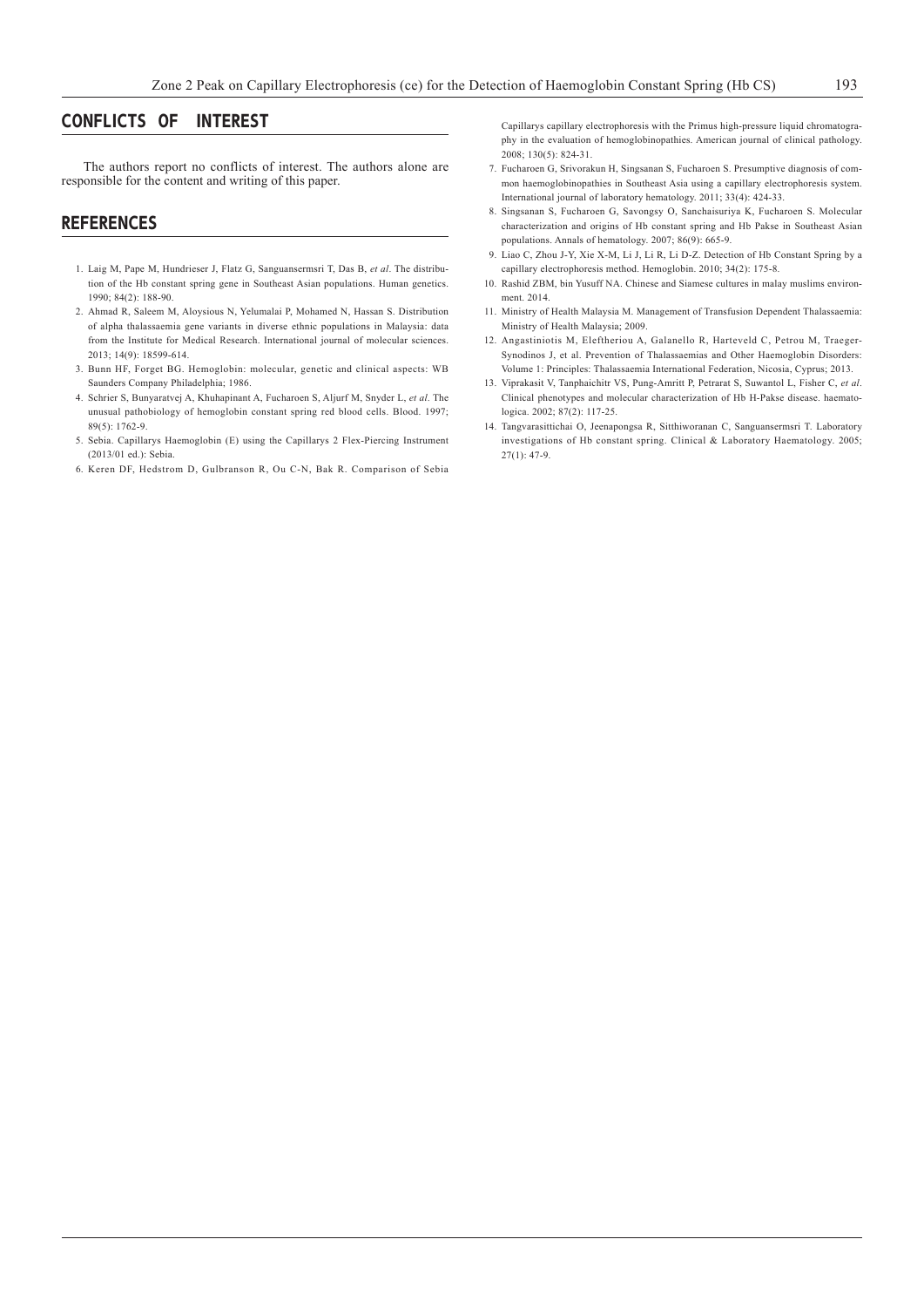## CONFLICTS OF INTEREST

The authors report no conflicts of interest. The authors alone are responsible for the content and writing of this paper.

## REFERENCES

1. Laig M, Pape M, Hundrieser J, Flatz G, Sanguansermsri T, Das B, *et al*. The distribution of the Hb constant spring gene in Southeast Asian populations. Human genetics. 1990; 84(2): 188-90.
2. Ahmad R, Saleem M, Aloysious N, Yelumalai P, Mohamed N, Hassan S. Distribution of alpha thalassaemia gene variants in diverse ethnic populations in Malaysia: data from the Institute for Medical Research. International journal of molecular sciences. 2013; 14(9): 18599-614.
3. Bunn HF, Forget BG. Hemoglobin: molecular, genetic and clinical aspects: WB Saunders Company Philadelphia; 1986.
4. Schrier S, Bunyaratvej A, Khuhapinant A, Fucharoen S, Aljurf M, Snyder L, *et al*. The unusual pathobiology of hemoglobin constant spring red blood cells. Blood. 1997; 89(5): 1762-9.
5. Sebia. Capillarys Haemoglobin (E) using the Capillarys 2 Flex-Piercing Instrument (2013/01 ed.): Sebia.
6. Keren DF, Hedstrom D, Gulbranson R, Ou C-N, Bak R. Comparison of Sebia Capillarys capillary electrophoresis with the Primus high-pressure liquid chromatography in the evaluation of hemoglobinopathies. American journal of clinical pathology. 2008; 130(5): 824-31.
7. Fucharoen G, Srivorakun H, Singsanan S, Fucharoen S. Presumptive diagnosis of common haemoglobinopathies in Southeast Asia using a capillary electrophoresis system. International journal of laboratory hematology. 2011; 33(4): 424-33.
8. Singsanan S, Fucharoen G, Savongsy O, Sanchaisuriya K, Fucharoen S. Molecular characterization and origins of Hb constant spring and Hb Pakse in Southeast Asian populations. Annals of hematology. 2007; 86(9): 665-9.
9. Liao C, Zhou J-Y, Xie X-M, Li J, Li R, Li D-Z. Detection of Hb Constant Spring by a capillary electrophoresis method. Hemoglobin. 2010; 34(2): 175-8.
10. Rashid ZBM, bin Yusuff NA. Chinese and Siamese cultures in malay muslims environment. 2014.
11. Ministry of Health Malaysia M. Management of Transfusion Dependent Thalassaemia: Ministry of Health Malaysia; 2009.
12. Angastiniotis M, Eleftheriou A, Galanello R, Harteveld C, Petrou M, Traeger-Synodinos J, et al. Prevention of Thalassaemias and Other Haemoglobin Disorders: Volume 1: Principles: Thalassaemia International Federation, Nicosia, Cyprus; 2013.
13. Viprakasit V, Tanphaichitr VS, Pung-Amritt P, Petrarat S, Suwantol L, Fisher C, *et al*. Clinical phenotypes and molecular characterization of Hb H-Pakse disease. haematologica. 2002; 87(2): 117-25.
14. Tangvarasittichai O, Jeenapongsa R, Sitthiworanan C, Sanguansermsri T. Laboratory investigations of Hb constant spring. Clinical & Laboratory Haematology. 2005; 27(1): 47-9.